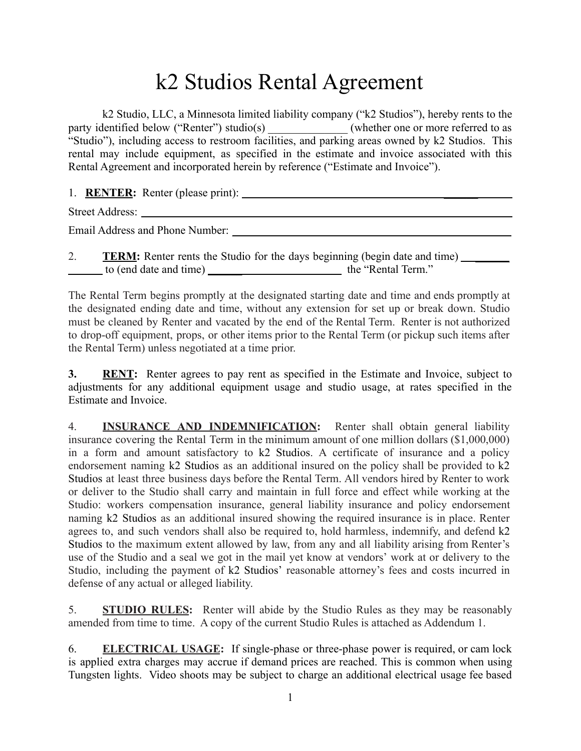# k2 Studios Rental Agreement

k2 Studio, LLC, a Minnesota limited liability company ("k2 Studios"), hereby rents to the party identified below ("Renter") studio(s) ______________ (whether one or more referred to as "Studio"), including access to restroom facilities, and parking areas owned by k2 Studios. This rental may include equipment, as specified in the estimate and invoice associated with this Rental Agreement and incorporated herein by reference ("Estimate and Invoice").

1. **RENTER:** Renter (please print): ____________________________________________

Street Address: ____________________________________________

Email Address and Phone Number: ____________________________________________

2. **TERM:** Renter rents the Studio for the days beginning (begin date and time) __________ to (end date and time) ________________________ the "Rental Term."

The Rental Term begins promptly at the designated starting date and time and ends promptly at the designated ending date and time, without any extension for set up or break down. Studio must be cleaned by Renter and vacated by the end of the Rental Term. Renter is not authorized to drop-off equipment, props, or other items prior to the Rental Term (or pickup such items after the Rental Term) unless negotiated at a time prior.

**3.** **RENT:** Renter agrees to pay rent as specified in the Estimate and Invoice, subject to adjustments for any additional equipment usage and studio usage, at rates specified in the Estimate and Invoice.

4. **INSURANCE AND INDEMNIFICATION:** Renter shall obtain general liability insurance covering the Rental Term in the minimum amount of one million dollars ($1,000,000) in a form and amount satisfactory to k2 Studios. A certificate of insurance and a policy endorsement naming k2 Studios as an additional insured on the policy shall be provided to k2 Studios at least three business days before the Rental Term. All vendors hired by Renter to work or deliver to the Studio shall carry and maintain in full force and effect while working at the Studio: workers compensation insurance, general liability insurance and policy endorsement naming k2 Studios as an additional insured showing the required insurance is in place. Renter agrees to, and such vendors shall also be required to, hold harmless, indemnify, and defend k2 Studios to the maximum extent allowed by law, from any and all liability arising from Renter's use of the Studio and a seal we got in the mail yet know at vendors' work at or delivery to the Studio, including the payment of k2 Studios' reasonable attorney's fees and costs incurred in defense of any actual or alleged liability.

5. **STUDIO RULES:** Renter will abide by the Studio Rules as they may be reasonably amended from time to time. A copy of the current Studio Rules is attached as Addendum 1.

6. **ELECTRICAL USAGE:** If single-phase or three-phase power is required, or cam lock is applied extra charges may accrue if demand prices are reached. This is common when using Tungsten lights. Video shoots may be subject to charge an additional electrical usage fee based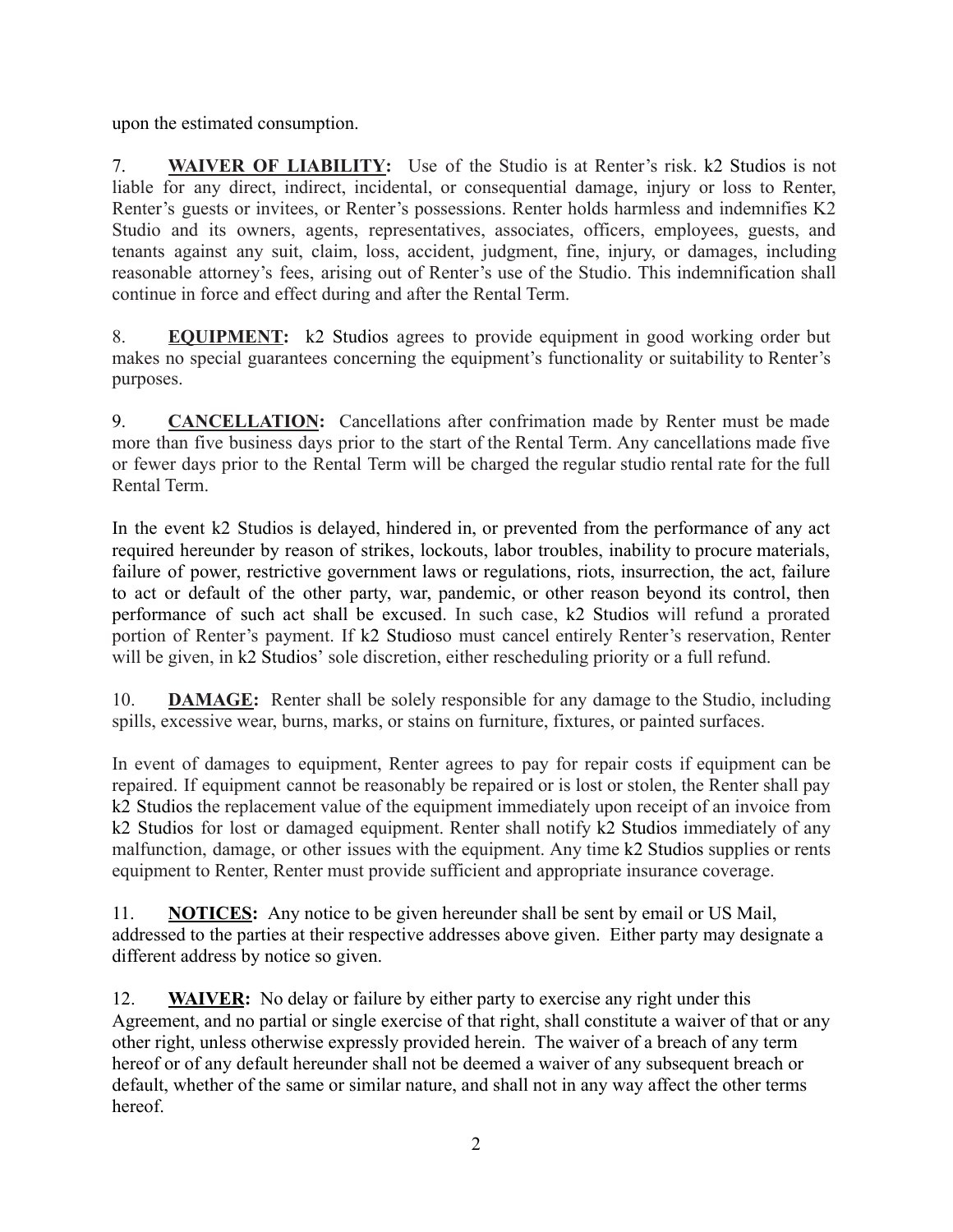upon the estimated consumption.

7. **WAIVER OF LIABILITY:** Use of the Studio is at Renter's risk. k2 Studios is not liable for any direct, indirect, incidental, or consequential damage, injury or loss to Renter, Renter's guests or invitees, or Renter's possessions. Renter holds harmless and indemnifies K2 Studio and its owners, agents, representatives, associates, officers, employees, guests, and tenants against any suit, claim, loss, accident, judgment, fine, injury, or damages, including reasonable attorney's fees, arising out of Renter's use of the Studio. This indemnification shall continue in force and effect during and after the Rental Term.

8. **EQUIPMENT:** k2 Studios agrees to provide equipment in good working order but makes no special guarantees concerning the equipment's functionality or suitability to Renter's purposes.

9. **CANCELLATION:** Cancellations after confrimation made by Renter must be made more than five business days prior to the start of the Rental Term. Any cancellations made five or fewer days prior to the Rental Term will be charged the regular studio rental rate for the full Rental Term.

In the event k2 Studios is delayed, hindered in, or prevented from the performance of any act required hereunder by reason of strikes, lockouts, labor troubles, inability to procure materials, failure of power, restrictive government laws or regulations, riots, insurrection, the act, failure to act or default of the other party, war, pandemic, or other reason beyond its control, then performance of such act shall be excused. In such case, k2 Studios will refund a prorated portion of Renter's payment. If k2 Studioso must cancel entirely Renter's reservation, Renter will be given, in k2 Studios' sole discretion, either rescheduling priority or a full refund.

10. **DAMAGE:** Renter shall be solely responsible for any damage to the Studio, including spills, excessive wear, burns, marks, or stains on furniture, fixtures, or painted surfaces.

In event of damages to equipment, Renter agrees to pay for repair costs if equipment can be repaired. If equipment cannot be reasonably be repaired or is lost or stolen, the Renter shall pay k2 Studios the replacement value of the equipment immediately upon receipt of an invoice from k2 Studios for lost or damaged equipment. Renter shall notify k2 Studios immediately of any malfunction, damage, or other issues with the equipment. Any time k2 Studios supplies or rents equipment to Renter, Renter must provide sufficient and appropriate insurance coverage.

11. **NOTICES:** Any notice to be given hereunder shall be sent by email or US Mail, addressed to the parties at their respective addresses above given. Either party may designate a different address by notice so given.

12. **WAIVER:** No delay or failure by either party to exercise any right under this Agreement, and no partial or single exercise of that right, shall constitute a waiver of that or any other right, unless otherwise expressly provided herein. The waiver of a breach of any term hereof or of any default hereunder shall not be deemed a waiver of any subsequent breach or default, whether of the same or similar nature, and shall not in any way affect the other terms hereof.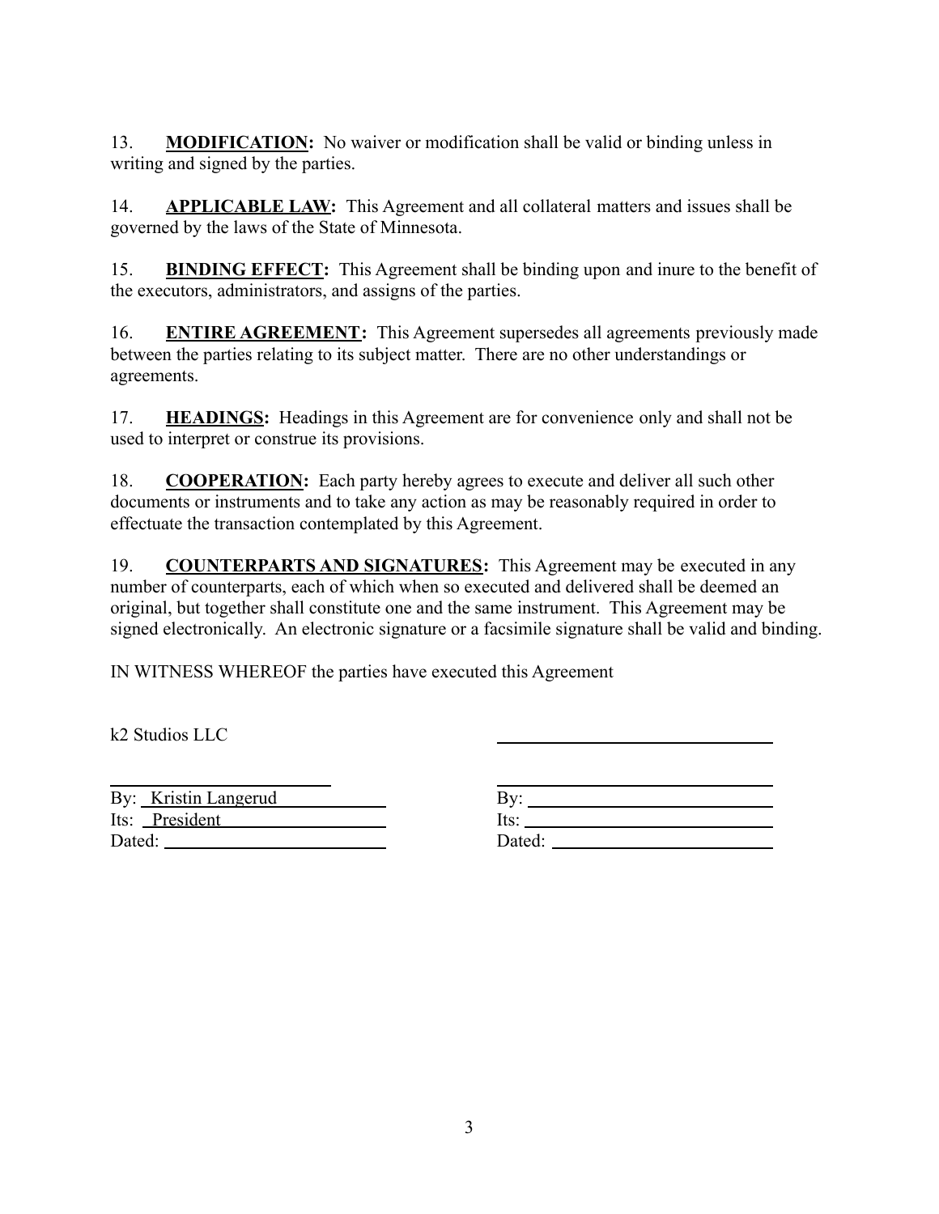13. **MODIFICATION:** No waiver or modification shall be valid or binding unless in writing and signed by the parties.

14. **APPLICABLE LAW:** This Agreement and all collateral matters and issues shall be governed by the laws of the State of Minnesota.

15. **BINDING EFFECT:** This Agreement shall be binding upon and inure to the benefit of the executors, administrators, and assigns of the parties.

16. **ENTIRE AGREEMENT:** This Agreement supersedes all agreements previously made between the parties relating to its subject matter. There are no other understandings or agreements.

17. **HEADINGS:** Headings in this Agreement are for convenience only and shall not be used to interpret or construe its provisions.

18. **COOPERATION:** Each party hereby agrees to execute and deliver all such other documents or instruments and to take any action as may be reasonably required in order to effectuate the transaction contemplated by this Agreement.

19. **COUNTERPARTS AND SIGNATURES:** This Agreement may be executed in any number of counterparts, each of which when so executed and delivered shall be deemed an original, but together shall constitute one and the same instrument. This Agreement may be signed electronically. An electronic signature or a facsimile signature shall be valid and binding.

IN WITNESS WHEREOF the parties have executed this Agreement

| | |
|---|---|
| k2 Studios LLC | ______________________________ |
| ______________________________ | ______________________________ |
| By: Kristin Langerud | By: ______________________________ |
| Its: President | Its: ______________________________ |
| Dated: ______________________________ | Dated: ______________________________ |